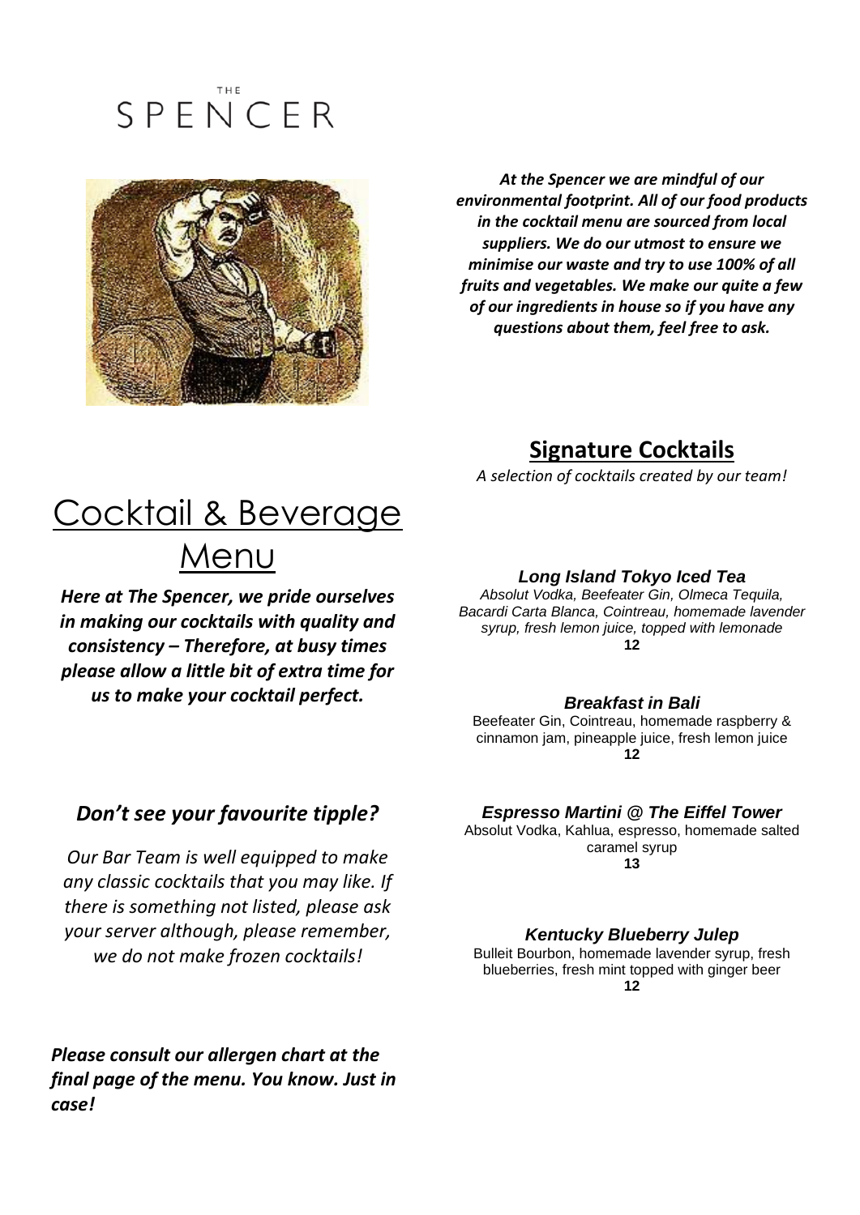# THE SPENCER

*At the Spencer we are mindful of our environmental footprint. All of our food products in the cocktail menu are sourced from local suppliers. We do our utmost to ensure we minimise our waste and try to use 100% of all fruits and vegetables. We make our quite a few of our ingredients in house so if you have any questions about them, feel free to ask.*

# Cocktail & Beverage Menu

***Here at The Spencer, we pride ourselves in making our cocktails with quality and consistency – Therefore, at busy times please allow a little bit of extra time for us to make your cocktail perfect.***

### *Don't see your favourite tipple?*

*Our Bar Team is well equipped to make any classic cocktails that you may like. If there is something not listed, please ask your server although, please remember, we do not make frozen cocktails!*

***Please consult our allergen chart at the final page of the menu. You know. Just in case!***

## Signature Cocktails

*A selection of cocktails created by our team!*

### *Long Island Tokyo Iced Tea*

*Absolut Vodka, Beefeater Gin, Olmeca Tequila, Bacardi Carta Blanca, Cointreau, homemade lavender syrup, fresh lemon juice, topped with lemonade*

**12**

### *Breakfast in Bali*

Beefeater Gin, Cointreau, homemade raspberry & cinnamon jam, pineapple juice, fresh lemon juice

**12**

### *Espresso Martini @ The Eiffel Tower*

Absolut Vodka, Kahlua, espresso, homemade salted caramel syrup

**13**

### *Kentucky Blueberry Julep*

Bulleit Bourbon, homemade lavender syrup, fresh blueberries, fresh mint topped with ginger beer

**12**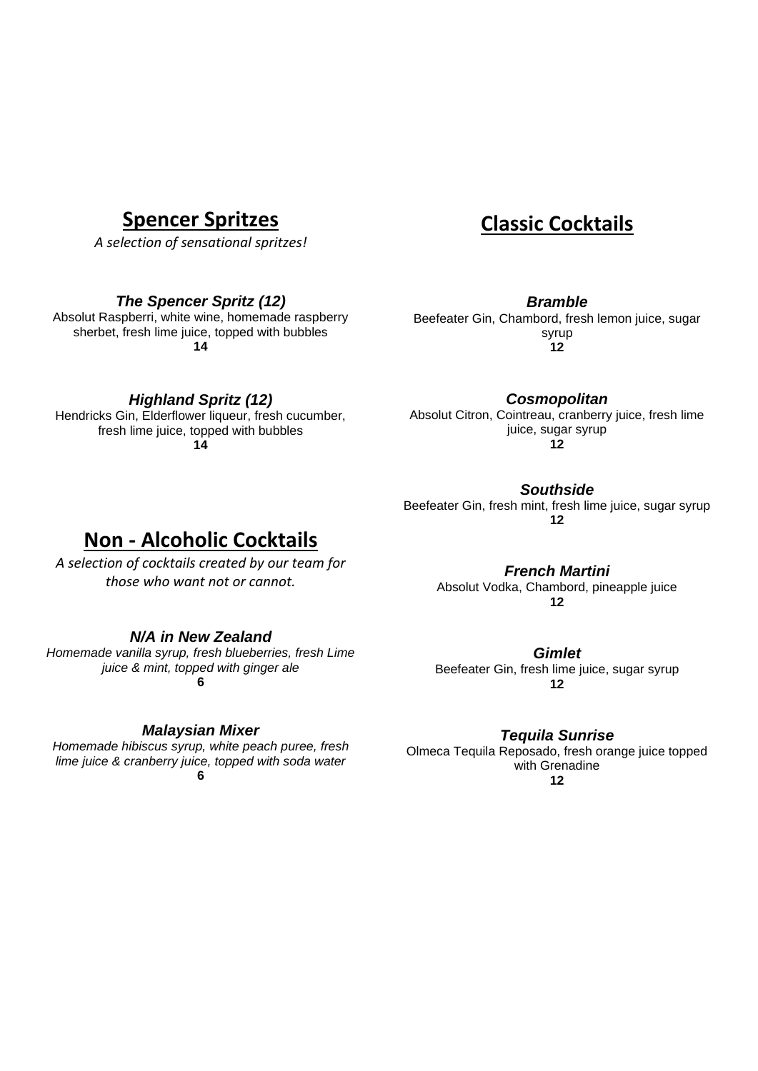## Spencer Spritzes

*A selection of sensational spritzes!*

***The Spencer Spritz (12)***
Absolut Raspberri, white wine, homemade raspberry sherbet, fresh lime juice, topped with bubbles
**14**

***Highland Spritz (12)***
Hendricks Gin, Elderflower liqueur, fresh cucumber, fresh lime juice, topped with bubbles
**14**

## Non - Alcoholic Cocktails

*A selection of cocktails created by our team for those who want not or cannot.*

***N/A in New Zealand***
*Homemade vanilla syrup, fresh blueberries, fresh Lime juice & mint, topped with ginger ale*
**6**

***Malaysian Mixer***
*Homemade hibiscus syrup, white peach puree, fresh lime juice & cranberry juice, topped with soda water*
**6**

## Classic Cocktails

***Bramble***
Beefeater Gin, Chambord, fresh lemon juice, sugar syrup
**12**

***Cosmopolitan***
Absolut Citron, Cointreau, cranberry juice, fresh lime juice, sugar syrup
**12**

***Southside***
Beefeater Gin, fresh mint, fresh lime juice, sugar syrup
**12**

***French Martini***
Absolut Vodka, Chambord, pineapple juice
**12**

***Gimlet***
Beefeater Gin, fresh lime juice, sugar syrup
**12**

***Tequila Sunrise***
Olmeca Tequila Reposado, fresh orange juice topped with Grenadine
**12**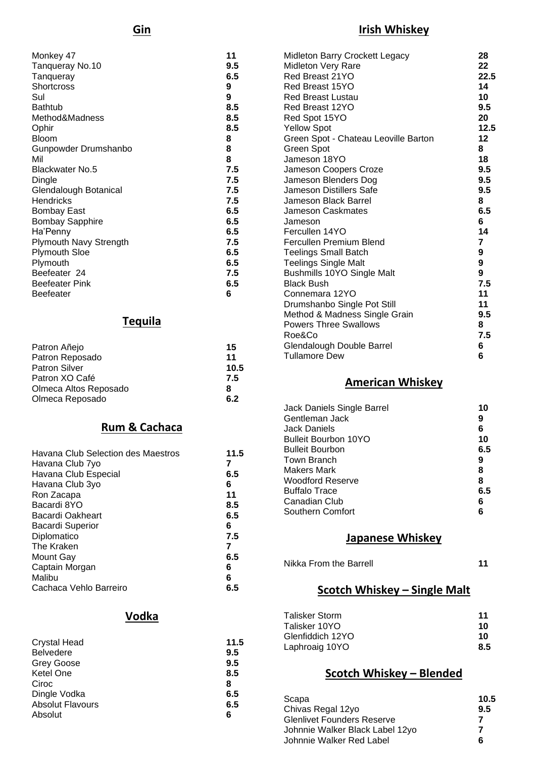## Gin

| | |
|---|---|
| Monkey 47 | **11** |
| Tanqueray No.10 | **9.5** |
| Tanqueray | **6.5** |
| Shortcross | **9** |
| Sul | **9** |
| Bathtub | **8.5** |
| Method&Madness | **8.5** |
| Ophir | **8.5** |
| Bloom | **8** |
| Gunpowder Drumshanbo | **8** |
| Mil | **8** |
| Blackwater No.5 | **7.5** |
| Dingle | **7.5** |
| Glendalough Botanical | **7.5** |
| Hendricks | **7.5** |
| Bombay East | **6.5** |
| Bombay Sapphire | **6.5** |
| Ha'Penny | **6.5** |
| Plymouth Navy Strength | **7.5** |
| Plymouth Sloe | **6.5** |
| Plymouth | **6.5** |
| Beefeater 24 | **7.5** |
| Beefeater Pink | **6.5** |
| Beefeater | **6** |

## Tequila

| | |
|---|---|
| Patron Añejo | **15** |
| Patron Reposado | **11** |
| Patron Silver | **10.5** |
| Patron XO Café | **7.5** |
| Olmeca Altos Reposado | **8** |
| Olmeca Reposado | **6.2** |

## Rum & Cachaca

| | |
|---|---|
| Havana Club Selection des Maestros | **11.5** |
| Havana Club 7yo | **7** |
| Havana Club Especial | **6.5** |
| Havana Club 3yo | **6** |
| Ron Zacapa | **11** |
| Bacardi 8YO | **8.5** |
| Bacardi Oakheart | **6.5** |
| Bacardi Superior | **6** |
| Diplomatico | **7.5** |
| The Kraken | **7** |
| Mount Gay | **6.5** |
| Captain Morgan | **6** |
| Malibu | **6** |
| Cachaca Vehlo Barreiro | **6.5** |

## Vodka

| | |
|---|---|
| Crystal Head | **11.5** |
| Belvedere | **9.5** |
| Grey Goose | **9.5** |
| Ketel One | **8.5** |
| Ciroc | **8** |
| Dingle Vodka | **6.5** |
| Absolut Flavours | **6.5** |
| Absolut | **6** |

## Irish Whiskey

| | |
|---|---|
| Midleton Barry Crockett Legacy | **28** |
| Midleton Very Rare | **22** |
| Red Breast 21YO | **22.5** |
| Red Breast 15YO | **14** |
| Red Breast Lustau | **10** |
| Red Breast 12YO | **9.5** |
| Red Spot 15YO | **20** |
| Yellow Spot | **12.5** |
| Green Spot - Chateau Leoville Barton | **12** |
| Green Spot | **8** |
| Jameson 18YO | **18** |
| Jameson Coopers Croze | **9.5** |
| Jameson Blenders Dog | **9.5** |
| Jameson Distillers Safe | **9.5** |
| Jameson Black Barrel | **8** |
| Jameson Caskmates | **6.5** |
| Jameson | **6** |
| Fercullen 14YO | **14** |
| Fercullen Premium Blend | **7** |
| Teelings Small Batch | **9** |
| Teelings Single Malt | **9** |
| Bushmills 10YO Single Malt | **9** |
| Black Bush | **7.5** |
| Connemara 12YO | **11** |
| Drumshanbo Single Pot Still | **11** |
| Method & Madness Single Grain | **9.5** |
| Powers Three Swallows | **8** |
| Roe&Co | **7.5** |
| Glendalough Double Barrel | **6** |
| Tullamore Dew | **6** |

## American Whiskey

| | |
|---|---|
| Jack Daniels Single Barrel | **10** |
| Gentleman Jack | **9** |
| Jack Daniels | **6** |
| Bulleit Bourbon 10YO | **10** |
| Bulleit Bourbon | **6.5** |
| Town Branch | **9** |
| Makers Mark | **8** |
| Woodford Reserve | **8** |
| Buffalo Trace | **6.5** |
| Canadian Club | **6** |
| Southern Comfort | **6** |

## Japanese Whiskey

| | |
|---|---|
| Nikka From the Barrell | **11** |

## Scotch Whiskey – Single Malt

| | |
|---|---|
| Talisker Storm | **11** |
| Talisker 10YO | **10** |
| Glenfiddich 12YO | **10** |
| Laphroaig 10YO | **8.5** |

## Scotch Whiskey – Blended

| | |
|---|---|
| Scapa | **10.5** |
| Chivas Regal 12yo | **9.5** |
| Glenlivet Founders Reserve | **7** |
| Johnnie Walker Black Label 12yo | **7** |
| Johnnie Walker Red Label | **6** |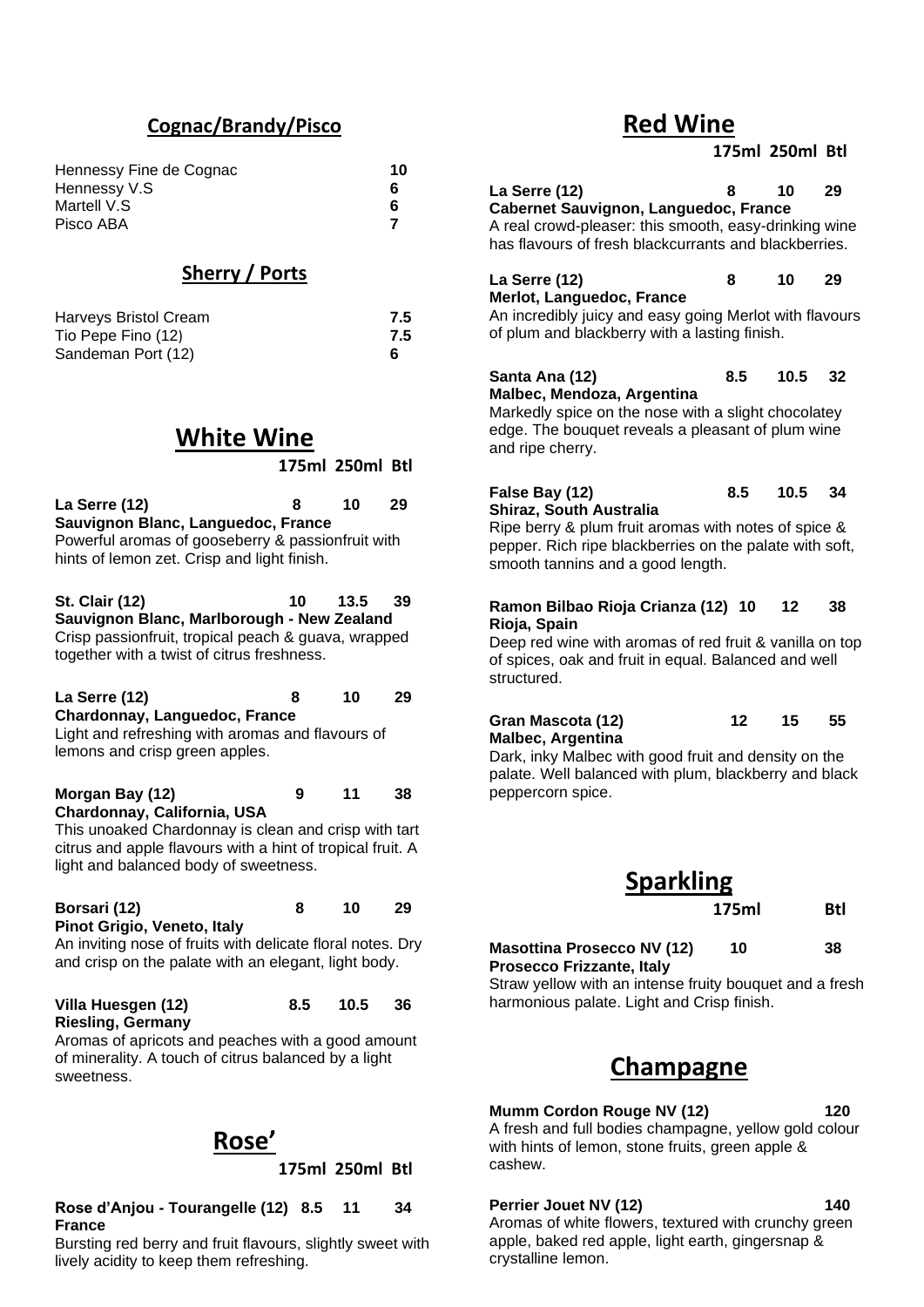## Cognac/Brandy/Pisco

| | |
|---|---|
| Hennessy Fine de Cognac | 10 |
| Hennessy V.S | 6 |
| Martell V.S | 6 |
| Pisco ABA | 7 |

## Sherry / Ports

| | |
|---|---|
| Harveys Bristol Cream | 7.5 |
| Tio Pepe Fino (12) | 7.5 |
| Sandeman Port (12) | 6 |

## White Wine

| | 175ml | 250ml | Btl |
|---|---|---|---|
| **La Serre (12)** | **8** | **10** | **29** |

**Sauvignon Blanc, Languedoc, France**
Powerful aromas of gooseberry & passionfruit with hints of lemon zet. Crisp and light finish.

| | 175ml | 250ml | Btl |
|---|---|---|---|
| **St. Clair (12)** | **10** | **13.5** | **39** |

**Sauvignon Blanc, Marlborough - New Zealand**
Crisp passionfruit, tropical peach & guava, wrapped together with a twist of citrus freshness.

| | 175ml | 250ml | Btl |
|---|---|---|---|
| **La Serre (12)** | **8** | **10** | **29** |

**Chardonnay, Languedoc, France**
Light and refreshing with aromas and flavours of lemons and crisp green apples.

| | 175ml | 250ml | Btl |
|---|---|---|---|
| **Morgan Bay (12)** | **9** | **11** | **38** |

**Chardonnay, California, USA**
This unoaked Chardonnay is clean and crisp with tart citrus and apple flavours with a hint of tropical fruit. A light and balanced body of sweetness.

| | 175ml | 250ml | Btl |
|---|---|---|---|
| **Borsari (12)** | **8** | **10** | **29** |

**Pinot Grigio, Veneto, Italy**
An inviting nose of fruits with delicate floral notes. Dry and crisp on the palate with an elegant, light body.

| | 175ml | 250ml | Btl |
|---|---|---|---|
| **Villa Huesgen (12)** | **8.5** | **10.5** | **36** |

**Riesling, Germany**
Aromas of apricots and peaches with a good amount of minerality. A touch of citrus balanced by a light sweetness.

## Rose'

| | 175ml | 250ml | Btl |
|---|---|---|---|
| **Rose d'Anjou - Tourangelle (12)** | **8.5** | **11** | **34** |

**France**
Bursting red berry and fruit flavours, slightly sweet with lively acidity to keep them refreshing.

## Red Wine

| | 175ml | 250ml | Btl |
|---|---|---|---|
| **La Serre (12)** | **8** | **10** | **29** |

**Cabernet Sauvignon, Languedoc, France**
A real crowd-pleaser: this smooth, easy-drinking wine has flavours of fresh blackcurrants and blackberries.

| | 175ml | 250ml | Btl |
|---|---|---|---|
| **La Serre (12)** | **8** | **10** | **29** |

**Merlot, Languedoc, France**
An incredibly juicy and easy going Merlot with flavours of plum and blackberry with a lasting finish.

| | 175ml | 250ml | Btl |
|---|---|---|---|
| **Santa Ana (12)** | **8.5** | **10.5** | **32** |

**Malbec, Mendoza, Argentina**
Markedly spice on the nose with a slight chocolatey edge. The bouquet reveals a pleasant of plum wine and ripe cherry.

| | 175ml | 250ml | Btl |
|---|---|---|---|
| **False Bay (12)** | **8.5** | **10.5** | **34** |

**Shiraz, South Australia**
Ripe berry & plum fruit aromas with notes of spice & pepper. Rich ripe blackberries on the palate with soft, smooth tannins and a good length.

| | 175ml | 250ml | Btl |
|---|---|---|---|
| **Ramon Bilbao Rioja Crianza (12)** | **10** | **12** | **38** |

**Rioja, Spain**
Deep red wine with aromas of red fruit & vanilla on top of spices, oak and fruit in equal. Balanced and well structured.

| | 175ml | 250ml | Btl |
|---|---|---|---|
| **Gran Mascota (12)** | **12** | **15** | **55** |

**Malbec, Argentina**
Dark, inky Malbec with good fruit and density on the palate. Well balanced with plum, blackberry and black peppercorn spice.

## Sparkling

| | 175ml | Btl |
|---|---|---|
| **Masottina Prosecco NV (12)** | **10** | **38** |

**Prosecco Frizzante, Italy**
Straw yellow with an intense fruity bouquet and a fresh harmonious palate. Light and Crisp finish.

## Champagne

**Mumm Cordon Rouge NV (12)** **120**
A fresh and full bodies champagne, yellow gold colour with hints of lemon, stone fruits, green apple & cashew.

**Perrier Jouet NV (12)** **140**
Aromas of white flowers, textured with crunchy green apple, baked red apple, light earth, gingersnap & crystalline lemon.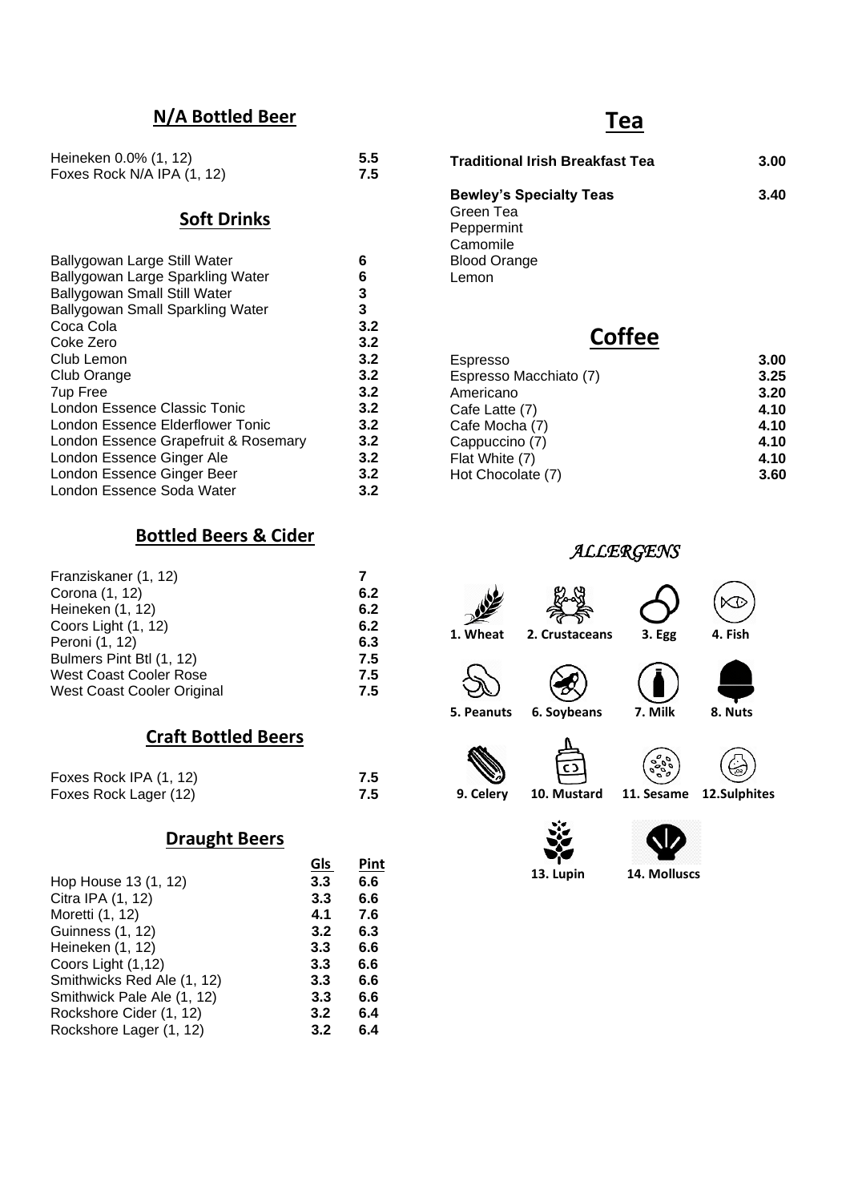## N/A Bottled Beer

| | |
|---|---|
| Heineken 0.0% (1, 12) | 5.5 |
| Foxes Rock N/A IPA (1, 12) | 7.5 |

## Soft Drinks

| | |
|---|---|
| Ballygowan Large Still Water | 6 |
| Ballygowan Large Sparkling Water | 6 |
| Ballygowan Small Still Water | 3 |
| Ballygowan Small Sparkling Water | 3 |
| Coca Cola | 3.2 |
| Coke Zero | 3.2 |
| Club Lemon | 3.2 |
| Club Orange | 3.2 |
| 7up Free | 3.2 |
| London Essence Classic Tonic | 3.2 |
| London Essence Elderflower Tonic | 3.2 |
| London Essence Grapefruit & Rosemary | 3.2 |
| London Essence Ginger Ale | 3.2 |
| London Essence Ginger Beer | 3.2 |
| London Essence Soda Water | 3.2 |

## Bottled Beers & Cider

| | |
|---|---|
| Franziskaner (1, 12) | 7 |
| Corona (1, 12) | 6.2 |
| Heineken (1, 12) | 6.2 |
| Coors Light (1, 12) | 6.2 |
| Peroni (1, 12) | 6.3 |
| Bulmers Pint Btl (1, 12) | 7.5 |
| West Coast Cooler Rose | 7.5 |
| West Coast Cooler Original | 7.5 |

## Craft Bottled Beers

| | |
|---|---|
| Foxes Rock IPA (1, 12) | 7.5 |
| Foxes Rock Lager (12) | 7.5 |

## Draught Beers

| | Gls | Pint |
|---|---|---|
| Hop House 13 (1, 12) | 3.3 | 6.6 |
| Citra IPA (1, 12) | 3.3 | 6.6 |
| Moretti (1, 12) | 4.1 | 7.6 |
| Guinness (1, 12) | 3.2 | 6.3 |
| Heineken (1, 12) | 3.3 | 6.6 |
| Coors Light (1,12) | 3.3 | 6.6 |
| Smithwicks Red Ale (1, 12) | 3.3 | 6.6 |
| Smithwick Pale Ale (1, 12) | 3.3 | 6.6 |
| Rockshore Cider (1, 12) | 3.2 | 6.4 |
| Rockshore Lager (1, 12) | 3.2 | 6.4 |

## Tea

| | |
|---|---|
| **Traditional Irish Breakfast Tea** | **3.00** |
| **Bewley's Specialty Teas** | **3.40** |

Green Tea
Peppermint
Camomile
Blood Orange
Lemon

## Coffee

| | |
|---|---|
| Espresso | 3.00 |
| Espresso Macchiato (7) | 3.25 |
| Americano | 3.20 |
| Cafe Latte (7) | 4.10 |
| Cafe Mocha (7) | 4.10 |
| Cappuccino (7) | 4.10 |
| Flat White (7) | 4.10 |
| Hot Chocolate (7) | 3.60 |

### *ALLERGENS*

1. Wheat
2. Crustaceans
3. Egg
4. Fish
5. Peanuts
6. Soybeans
7. Milk
8. Nuts
9. Celery
10. Mustard
11. Sesame
12. Sulphites
13. Lupin
14. Molluscs